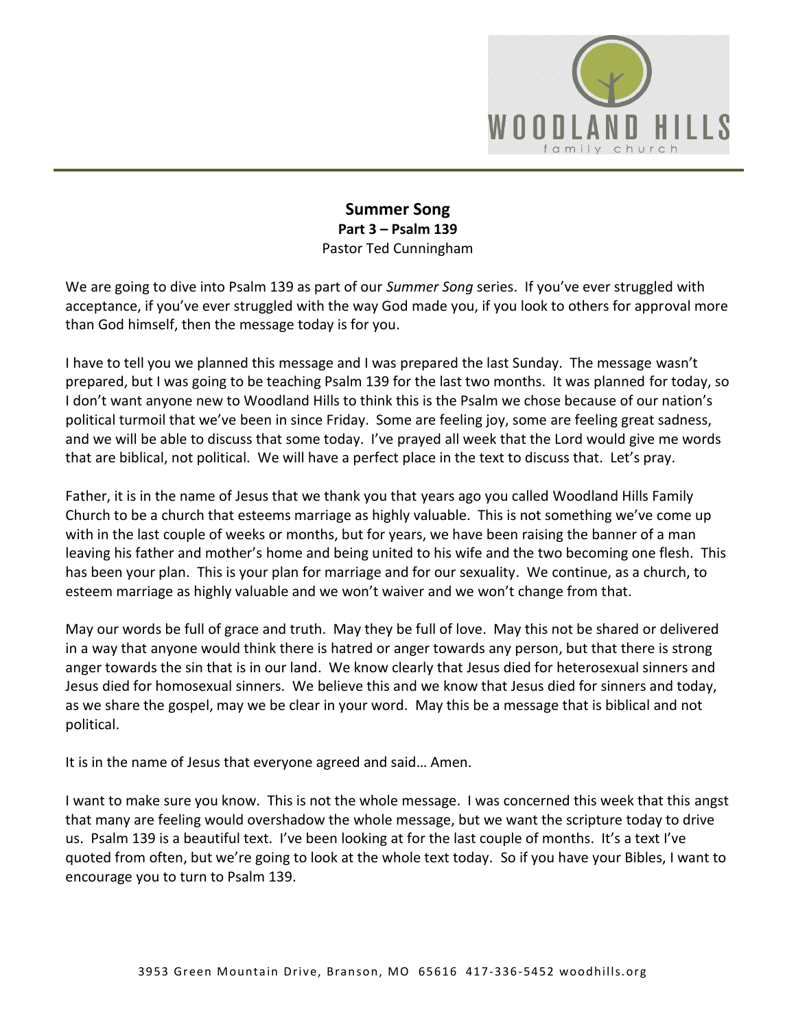# Summer Song

**Part 3 – Psalm 139**

Pastor Ted Cunningham

We are going to dive into Psalm 139 as part of our *Summer Song* series. If you've ever struggled with acceptance, if you've ever struggled with the way God made you, if you look to others for approval more than God himself, then the message today is for you.

I have to tell you we planned this message and I was prepared the last Sunday. The message wasn't prepared, but I was going to be teaching Psalm 139 for the last two months. It was planned for today, so I don't want anyone new to Woodland Hills to think this is the Psalm we chose because of our nation's political turmoil that we've been in since Friday. Some are feeling joy, some are feeling great sadness, and we will be able to discuss that some today. I've prayed all week that the Lord would give me words that are biblical, not political. We will have a perfect place in the text to discuss that. Let's pray.

Father, it is in the name of Jesus that we thank you that years ago you called Woodland Hills Family Church to be a church that esteems marriage as highly valuable. This is not something we've come up with in the last couple of weeks or months, but for years, we have been raising the banner of a man leaving his father and mother's home and being united to his wife and the two becoming one flesh. This has been your plan. This is your plan for marriage and for our sexuality. We continue, as a church, to esteem marriage as highly valuable and we won't waiver and we won't change from that.

May our words be full of grace and truth. May they be full of love. May this not be shared or delivered in a way that anyone would think there is hatred or anger towards any person, but that there is strong anger towards the sin that is in our land. We know clearly that Jesus died for heterosexual sinners and Jesus died for homosexual sinners. We believe this and we know that Jesus died for sinners and today, as we share the gospel, may we be clear in your word. May this be a message that is biblical and not political.

It is in the name of Jesus that everyone agreed and said… Amen.

I want to make sure you know. This is not the whole message. I was concerned this week that this angst that many are feeling would overshadow the whole message, but we want the scripture today to drive us. Psalm 139 is a beautiful text. I've been looking at for the last couple of months. It's a text I've quoted from often, but we're going to look at the whole text today. So if you have your Bibles, I want to encourage you to turn to Psalm 139.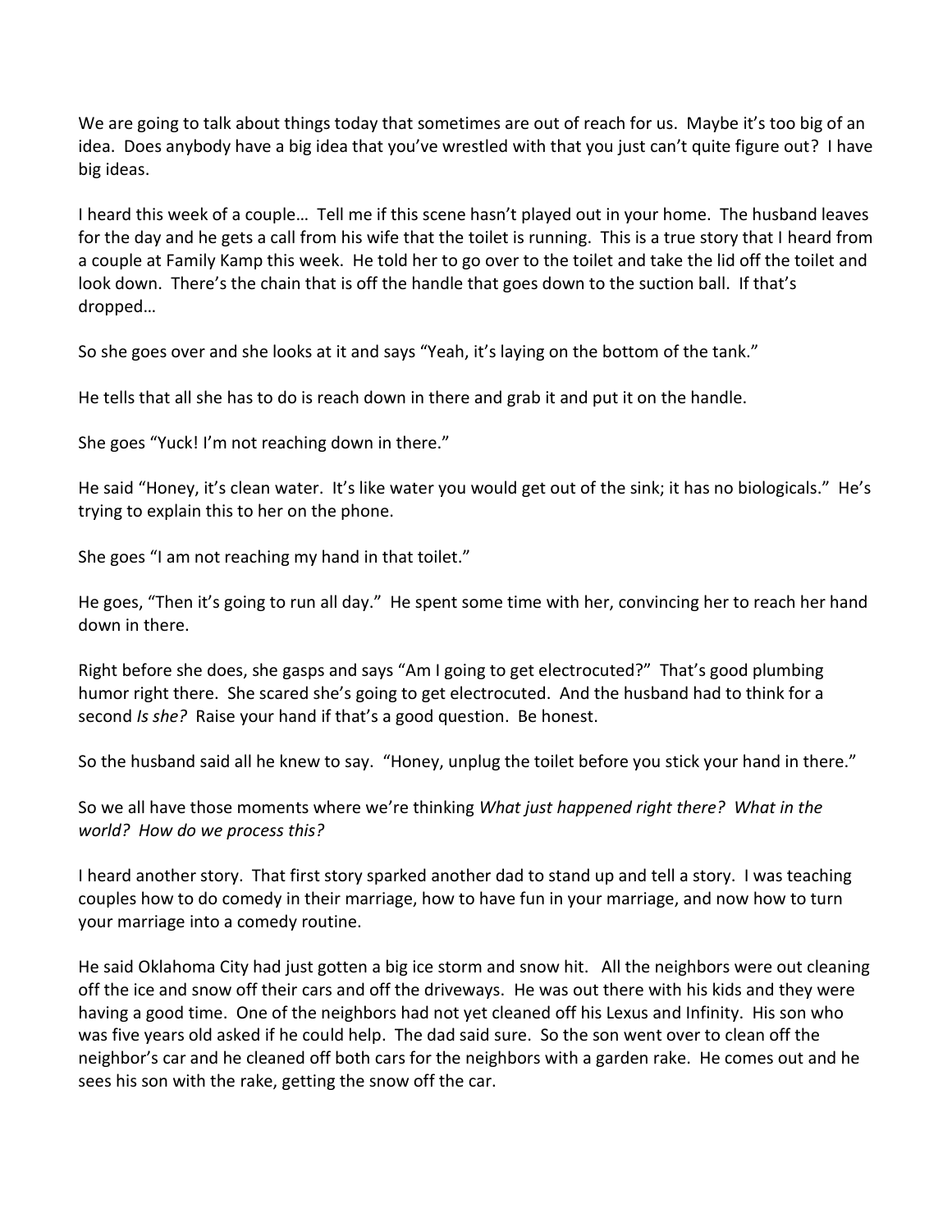We are going to talk about things today that sometimes are out of reach for us. Maybe it's too big of an idea. Does anybody have a big idea that you've wrestled with that you just can't quite figure out? I have big ideas.

I heard this week of a couple… Tell me if this scene hasn't played out in your home. The husband leaves for the day and he gets a call from his wife that the toilet is running. This is a true story that I heard from a couple at Family Kamp this week. He told her to go over to the toilet and take the lid off the toilet and look down. There's the chain that is off the handle that goes down to the suction ball. If that's dropped…

So she goes over and she looks at it and says "Yeah, it's laying on the bottom of the tank."

He tells that all she has to do is reach down in there and grab it and put it on the handle.

She goes "Yuck! I'm not reaching down in there."

He said "Honey, it's clean water. It's like water you would get out of the sink; it has no biologicals." He's trying to explain this to her on the phone.

She goes "I am not reaching my hand in that toilet."

He goes, "Then it's going to run all day." He spent some time with her, convincing her to reach her hand down in there.

Right before she does, she gasps and says "Am I going to get electrocuted?" That's good plumbing humor right there. She scared she's going to get electrocuted. And the husband had to think for a second *Is she?* Raise your hand if that's a good question. Be honest.

So the husband said all he knew to say. "Honey, unplug the toilet before you stick your hand in there."

So we all have those moments where we're thinking *What just happened right there? What in the world? How do we process this?*

I heard another story. That first story sparked another dad to stand up and tell a story. I was teaching couples how to do comedy in their marriage, how to have fun in your marriage, and now how to turn your marriage into a comedy routine.

He said Oklahoma City had just gotten a big ice storm and snow hit. All the neighbors were out cleaning off the ice and snow off their cars and off the driveways. He was out there with his kids and they were having a good time. One of the neighbors had not yet cleaned off his Lexus and Infinity. His son who was five years old asked if he could help. The dad said sure. So the son went over to clean off the neighbor's car and he cleaned off both cars for the neighbors with a garden rake. He comes out and he sees his son with the rake, getting the snow off the car.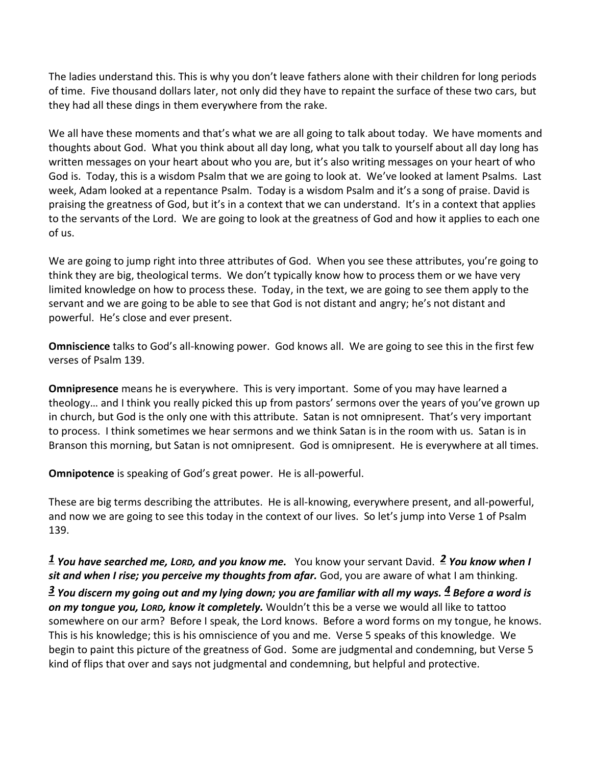The ladies understand this. This is why you don't leave fathers alone with their children for long periods of time. Five thousand dollars later, not only did they have to repaint the surface of these two cars, but they had all these dings in them everywhere from the rake.

We all have these moments and that's what we are all going to talk about today. We have moments and thoughts about God. What you think about all day long, what you talk to yourself about all day long has written messages on your heart about who you are, but it's also writing messages on your heart of who God is. Today, this is a wisdom Psalm that we are going to look at. We've looked at lament Psalms. Last week, Adam looked at a repentance Psalm. Today is a wisdom Psalm and it's a song of praise. David is praising the greatness of God, but it's in a context that we can understand. It's in a context that applies to the servants of the Lord. We are going to look at the greatness of God and how it applies to each one of us.

We are going to jump right into three attributes of God. When you see these attributes, you're going to think they are big, theological terms. We don't typically know how to process them or we have very limited knowledge on how to process these. Today, in the text, we are going to see them apply to the servant and we are going to be able to see that God is not distant and angry; he's not distant and powerful. He's close and ever present.

**Omniscience** talks to God's all-knowing power. God knows all. We are going to see this in the first few verses of Psalm 139.

**Omnipresence** means he is everywhere. This is very important. Some of you may have learned a theology… and I think you really picked this up from pastors' sermons over the years of you've grown up in church, but God is the only one with this attribute. Satan is not omnipresent. That's very important to process. I think sometimes we hear sermons and we think Satan is in the room with us. Satan is in Branson this morning, but Satan is not omnipresent. God is omnipresent. He is everywhere at all times.

**Omnipotence** is speaking of God's great power. He is all-powerful.

These are big terms describing the attributes. He is all-knowing, everywhere present, and all-powerful, and now we are going to see this today in the context of our lives. So let's jump into Verse 1 of Psalm 139.

***1*** ***You have searched me, LORD, and you know me.*** You know your servant David. ***2*** ***You know when I sit and when I rise; you perceive my thoughts from afar.*** God, you are aware of what I am thinking. ***3*** ***You discern my going out and my lying down; you are familiar with all my ways.*** ***4*** ***Before a word is on my tongue you, LORD, know it completely.*** Wouldn't this be a verse we would all like to tattoo somewhere on our arm? Before I speak, the Lord knows. Before a word forms on my tongue, he knows. This is his knowledge; this is his omniscience of you and me. Verse 5 speaks of this knowledge. We begin to paint this picture of the greatness of God. Some are judgmental and condemning, but Verse 5 kind of flips that over and says not judgmental and condemning, but helpful and protective.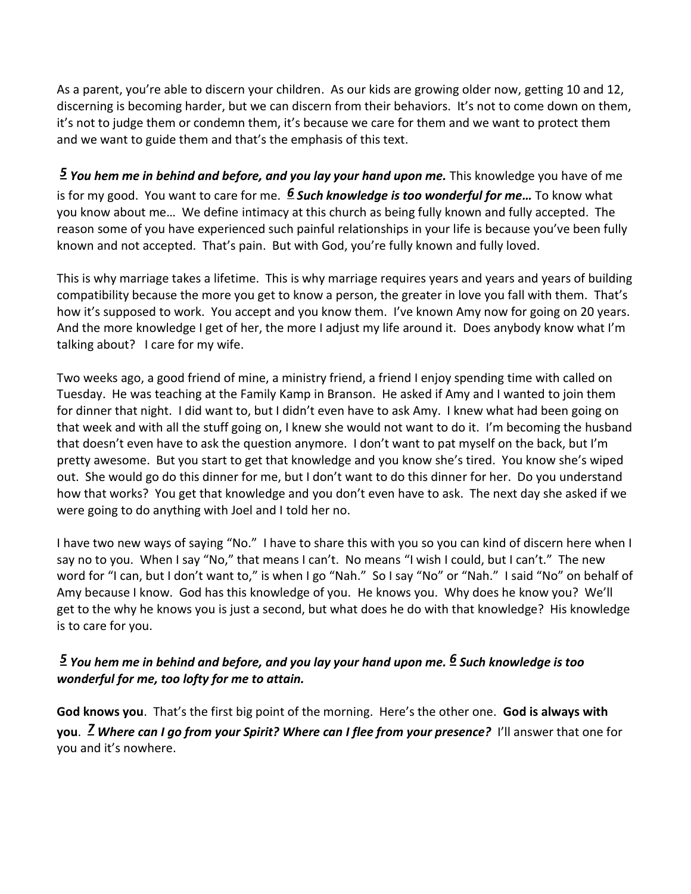As a parent, you're able to discern your children. As our kids are growing older now, getting 10 and 12, discerning is becoming harder, but we can discern from their behaviors. It's not to come down on them, it's not to judge them or condemn them, it's because we care for them and we want to protect them and we want to guide them and that's the emphasis of this text.

***5*** ***You hem me in behind and before, and you lay your hand upon me.*** This knowledge you have of me is for my good. You want to care for me. ***6*** ***Such knowledge is too wonderful for me…*** To know what you know about me… We define intimacy at this church as being fully known and fully accepted. The reason some of you have experienced such painful relationships in your life is because you've been fully known and not accepted. That's pain. But with God, you're fully known and fully loved.

This is why marriage takes a lifetime. This is why marriage requires years and years and years of building compatibility because the more you get to know a person, the greater in love you fall with them. That's how it's supposed to work. You accept and you know them. I've known Amy now for going on 20 years. And the more knowledge I get of her, the more I adjust my life around it. Does anybody know what I'm talking about? I care for my wife.

Two weeks ago, a good friend of mine, a ministry friend, a friend I enjoy spending time with called on Tuesday. He was teaching at the Family Kamp in Branson. He asked if Amy and I wanted to join them for dinner that night. I did want to, but I didn't even have to ask Amy. I knew what had been going on that week and with all the stuff going on, I knew she would not want to do it. I'm becoming the husband that doesn't even have to ask the question anymore. I don't want to pat myself on the back, but I'm pretty awesome. But you start to get that knowledge and you know she's tired. You know she's wiped out. She would go do this dinner for me, but I don't want to do this dinner for her. Do you understand how that works? You get that knowledge and you don't even have to ask. The next day she asked if we were going to do anything with Joel and I told her no.

I have two new ways of saying "No." I have to share this with you so you can kind of discern here when I say no to you. When I say "No," that means I can't. No means "I wish I could, but I can't." The new word for "I can, but I don't want to," is when I go "Nah." So I say "No" or "Nah." I said "No" on behalf of Amy because I know. God has this knowledge of you. He knows you. Why does he know you? We'll get to the why he knows you is just a second, but what does he do with that knowledge? His knowledge is to care for you.

***5*** ***You hem me in behind and before, and you lay your hand upon me.*** ***6*** ***Such knowledge is too wonderful for me, too lofty for me to attain.***

**God knows you**. That's the first big point of the morning. Here's the other one. **God is always with you**. ***7*** ***Where can I go from your Spirit? Where can I flee from your presence?*** I'll answer that one for you and it's nowhere.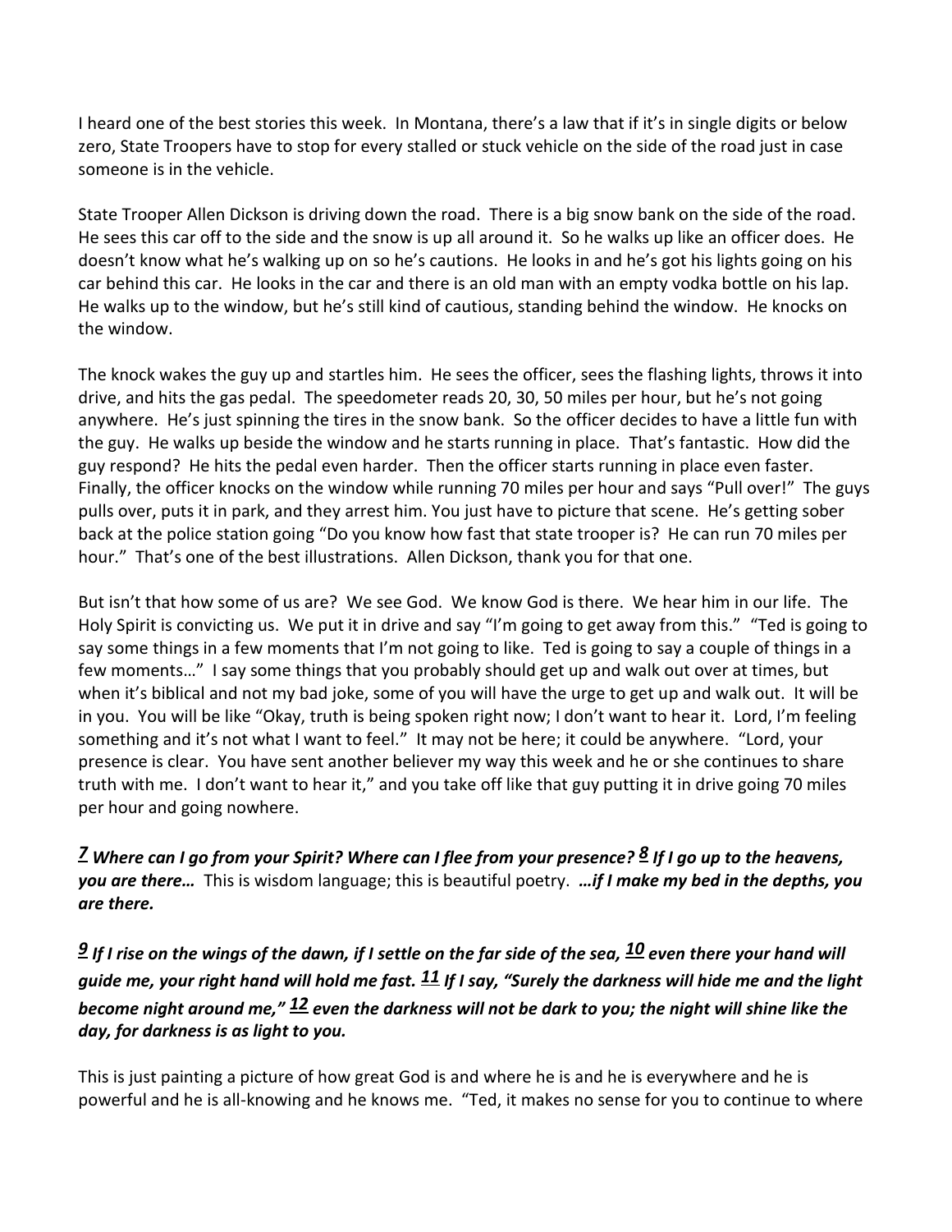I heard one of the best stories this week. In Montana, there's a law that if it's in single digits or below zero, State Troopers have to stop for every stalled or stuck vehicle on the side of the road just in case someone is in the vehicle.

State Trooper Allen Dickson is driving down the road. There is a big snow bank on the side of the road. He sees this car off to the side and the snow is up all around it. So he walks up like an officer does. He doesn't know what he's walking up on so he's cautions. He looks in and he's got his lights going on his car behind this car. He looks in the car and there is an old man with an empty vodka bottle on his lap. He walks up to the window, but he's still kind of cautious, standing behind the window. He knocks on the window.

The knock wakes the guy up and startles him. He sees the officer, sees the flashing lights, throws it into drive, and hits the gas pedal. The speedometer reads 20, 30, 50 miles per hour, but he's not going anywhere. He's just spinning the tires in the snow bank. So the officer decides to have a little fun with the guy. He walks up beside the window and he starts running in place. That's fantastic. How did the guy respond? He hits the pedal even harder. Then the officer starts running in place even faster. Finally, the officer knocks on the window while running 70 miles per hour and says "Pull over!" The guys pulls over, puts it in park, and they arrest him. You just have to picture that scene. He's getting sober back at the police station going "Do you know how fast that state trooper is? He can run 70 miles per hour." That's one of the best illustrations. Allen Dickson, thank you for that one.

But isn't that how some of us are? We see God. We know God is there. We hear him in our life. The Holy Spirit is convicting us. We put it in drive and say "I'm going to get away from this." "Ted is going to say some things in a few moments that I'm not going to like. Ted is going to say a couple of things in a few moments…" I say some things that you probably should get up and walk out over at times, but when it's biblical and not my bad joke, some of you will have the urge to get up and walk out. It will be in you. You will be like "Okay, truth is being spoken right now; I don't want to hear it. Lord, I'm feeling something and it's not what I want to feel." It may not be here; it could be anywhere. "Lord, your presence is clear. You have sent another believer my way this week and he or she continues to share truth with me. I don't want to hear it," and you take off like that guy putting it in drive going 70 miles per hour and going nowhere.

***7** **Where can I go from your Spirit? Where can I flee from your presence?*** ***8** **If I go up to the heavens, you are there…*** This is wisdom language; this is beautiful poetry. ***…if I make my bed in the depths, you are there.***

***9** **If I rise on the wings of the dawn, if I settle on the far side of the sea,*** ***10** **even there your hand will guide me, your right hand will hold me fast.*** ***11** **If I say, "Surely the darkness will hide me and the light become night around me,"*** ***12** **even the darkness will not be dark to you; the night will shine like the day, for darkness is as light to you.***

This is just painting a picture of how great God is and where he is and he is everywhere and he is powerful and he is all-knowing and he knows me. "Ted, it makes no sense for you to continue to where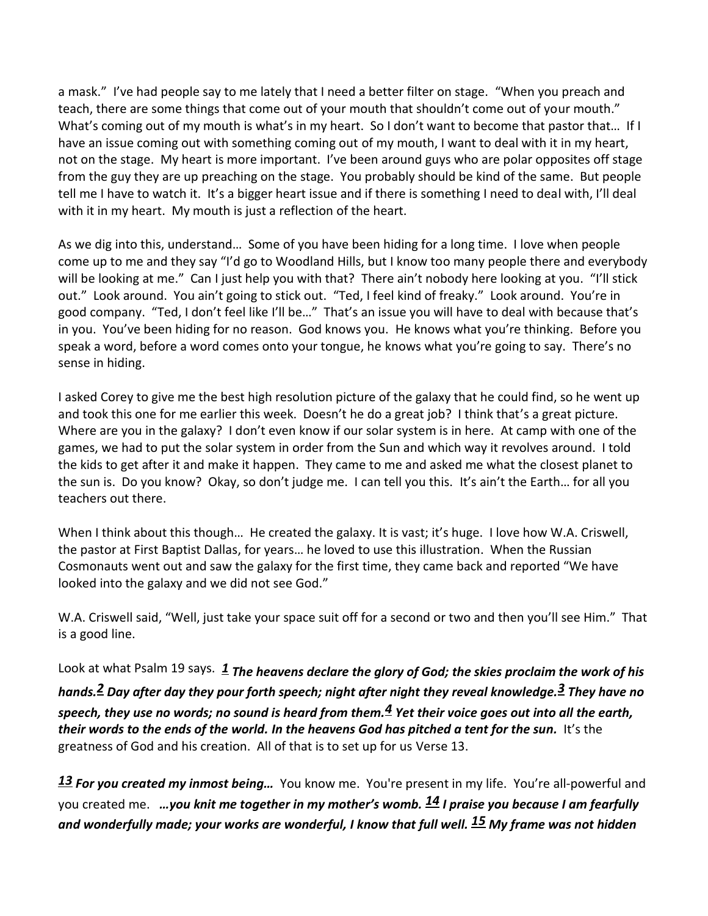a mask." I've had people say to me lately that I need a better filter on stage. "When you preach and teach, there are some things that come out of your mouth that shouldn't come out of your mouth." What's coming out of my mouth is what's in my heart. So I don't want to become that pastor that… If I have an issue coming out with something coming out of my mouth, I want to deal with it in my heart, not on the stage. My heart is more important. I've been around guys who are polar opposites off stage from the guy they are up preaching on the stage. You probably should be kind of the same. But people tell me I have to watch it. It's a bigger heart issue and if there is something I need to deal with, I'll deal with it in my heart. My mouth is just a reflection of the heart.

As we dig into this, understand… Some of you have been hiding for a long time. I love when people come up to me and they say "I'd go to Woodland Hills, but I know too many people there and everybody will be looking at me." Can I just help you with that? There ain't nobody here looking at you. "I'll stick out." Look around. You ain't going to stick out. "Ted, I feel kind of freaky." Look around. You're in good company. "Ted, I don't feel like I'll be…" That's an issue you will have to deal with because that's in you. You've been hiding for no reason. God knows you. He knows what you're thinking. Before you speak a word, before a word comes onto your tongue, he knows what you're going to say. There's no sense in hiding.

I asked Corey to give me the best high resolution picture of the galaxy that he could find, so he went up and took this one for me earlier this week. Doesn't he do a great job? I think that's a great picture. Where are you in the galaxy? I don't even know if our solar system is in here. At camp with one of the games, we had to put the solar system in order from the Sun and which way it revolves around. I told the kids to get after it and make it happen. They came to me and asked me what the closest planet to the sun is. Do you know? Okay, so don't judge me. I can tell you this. It's ain't the Earth… for all you teachers out there.

When I think about this though… He created the galaxy. It is vast; it's huge. I love how W.A. Criswell, the pastor at First Baptist Dallas, for years… he loved to use this illustration. When the Russian Cosmonauts went out and saw the galaxy for the first time, they came back and reported "We have looked into the galaxy and we did not see God."

W.A. Criswell said, "Well, just take your space suit off for a second or two and then you'll see Him." That is a good line.

Look at what Psalm 19 says. ***1 The heavens declare the glory of God; the skies proclaim the work of his hands.2 Day after day they pour forth speech; night after night they reveal knowledge.3 They have no speech, they use no words; no sound is heard from them.4 Yet their voice goes out into all the earth, their words to the ends of the world. In the heavens God has pitched a tent for the sun.*** It's the greatness of God and his creation. All of that is to set up for us Verse 13.

***13 For you created my inmost being…*** You know me. You're present in my life. You're all-powerful and you created me. ***…you knit me together in my mother's womb. 14 I praise you because I am fearfully and wonderfully made; your works are wonderful, I know that full well. 15 My frame was not hidden***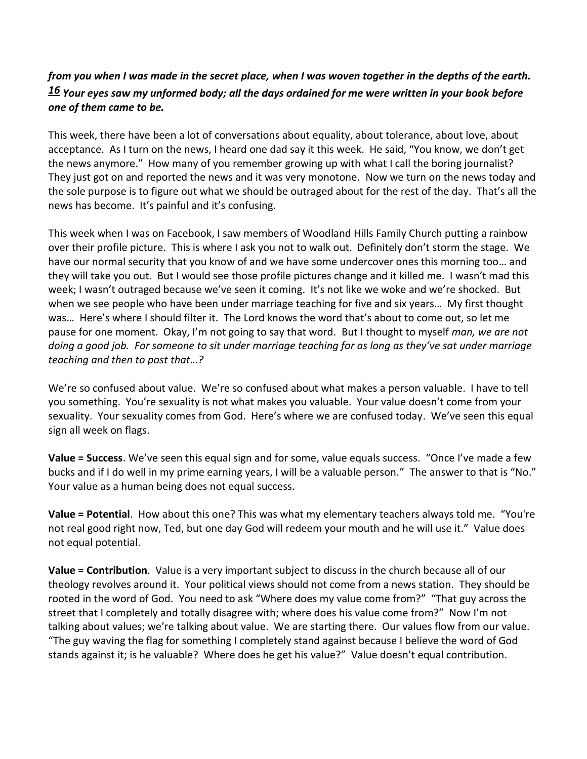***from you when I was made in the secret place, when I was woven together in the depths of the earth. 16 Your eyes saw my unformed body; all the days ordained for me were written in your book before one of them came to be.***

This week, there have been a lot of conversations about equality, about tolerance, about love, about acceptance. As I turn on the news, I heard one dad say it this week. He said, "You know, we don't get the news anymore." How many of you remember growing up with what I call the boring journalist? They just got on and reported the news and it was very monotone. Now we turn on the news today and the sole purpose is to figure out what we should be outraged about for the rest of the day. That's all the news has become. It's painful and it's confusing.

This week when I was on Facebook, I saw members of Woodland Hills Family Church putting a rainbow over their profile picture. This is where I ask you not to walk out. Definitely don't storm the stage. We have our normal security that you know of and we have some undercover ones this morning too… and they will take you out. But I would see those profile pictures change and it killed me. I wasn't mad this week; I wasn't outraged because we've seen it coming. It's not like we woke and we're shocked. But when we see people who have been under marriage teaching for five and six years… My first thought was… Here's where I should filter it. The Lord knows the word that's about to come out, so let me pause for one moment. Okay, I'm not going to say that word. But I thought to myself *man, we are not doing a good job. For someone to sit under marriage teaching for as long as they've sat under marriage teaching and then to post that…?*

We're so confused about value. We're so confused about what makes a person valuable. I have to tell you something. You're sexuality is not what makes you valuable. Your value doesn't come from your sexuality. Your sexuality comes from God. Here's where we are confused today. We've seen this equal sign all week on flags.

**Value = Success**. We've seen this equal sign and for some, value equals success. "Once I've made a few bucks and if I do well in my prime earning years, I will be a valuable person." The answer to that is "No." Your value as a human being does not equal success.

**Value = Potential**. How about this one? This was what my elementary teachers always told me. "You're not real good right now, Ted, but one day God will redeem your mouth and he will use it." Value does not equal potential.

**Value = Contribution**. Value is a very important subject to discuss in the church because all of our theology revolves around it. Your political views should not come from a news station. They should be rooted in the word of God. You need to ask "Where does my value come from?" "That guy across the street that I completely and totally disagree with; where does his value come from?" Now I'm not talking about values; we're talking about value. We are starting there. Our values flow from our value. "The guy waving the flag for something I completely stand against because I believe the word of God stands against it; is he valuable? Where does he get his value?" Value doesn't equal contribution.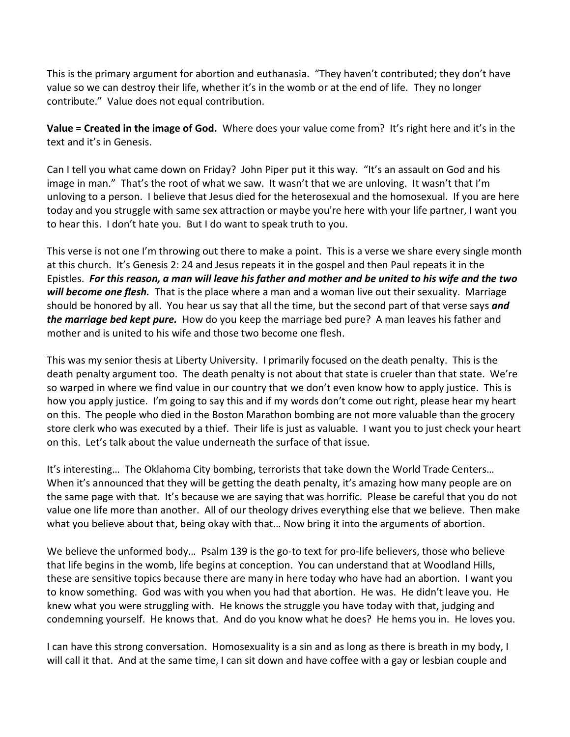This is the primary argument for abortion and euthanasia. "They haven't contributed; they don't have value so we can destroy their life, whether it's in the womb or at the end of life. They no longer contribute." Value does not equal contribution.

**Value = Created in the image of God.** Where does your value come from? It's right here and it's in the text and it's in Genesis.

Can I tell you what came down on Friday? John Piper put it this way. "It's an assault on God and his image in man." That's the root of what we saw. It wasn't that we are unloving. It wasn't that I'm unloving to a person. I believe that Jesus died for the heterosexual and the homosexual. If you are here today and you struggle with same sex attraction or maybe you're here with your life partner, I want you to hear this. I don't hate you. But I do want to speak truth to you.

This verse is not one I'm throwing out there to make a point. This is a verse we share every single month at this church. It's Genesis 2: 24 and Jesus repeats it in the gospel and then Paul repeats it in the Epistles. ***For this reason, a man will leave his father and mother and be united to his wife and the two will become one flesh.*** That is the place where a man and a woman live out their sexuality. Marriage should be honored by all. You hear us say that all the time, but the second part of that verse says ***and the marriage bed kept pure.*** How do you keep the marriage bed pure? A man leaves his father and mother and is united to his wife and those two become one flesh.

This was my senior thesis at Liberty University. I primarily focused on the death penalty. This is the death penalty argument too. The death penalty is not about that state is crueler than that state. We're so warped in where we find value in our country that we don't even know how to apply justice. This is how you apply justice. I'm going to say this and if my words don't come out right, please hear my heart on this. The people who died in the Boston Marathon bombing are not more valuable than the grocery store clerk who was executed by a thief. Their life is just as valuable. I want you to just check your heart on this. Let's talk about the value underneath the surface of that issue.

It's interesting… The Oklahoma City bombing, terrorists that take down the World Trade Centers… When it's announced that they will be getting the death penalty, it's amazing how many people are on the same page with that. It's because we are saying that was horrific. Please be careful that you do not value one life more than another. All of our theology drives everything else that we believe. Then make what you believe about that, being okay with that… Now bring it into the arguments of abortion.

We believe the unformed body… Psalm 139 is the go-to text for pro-life believers, those who believe that life begins in the womb, life begins at conception. You can understand that at Woodland Hills, these are sensitive topics because there are many in here today who have had an abortion. I want you to know something. God was with you when you had that abortion. He was. He didn't leave you. He knew what you were struggling with. He knows the struggle you have today with that, judging and condemning yourself. He knows that. And do you know what he does? He hems you in. He loves you.

I can have this strong conversation. Homosexuality is a sin and as long as there is breath in my body, I will call it that. And at the same time, I can sit down and have coffee with a gay or lesbian couple and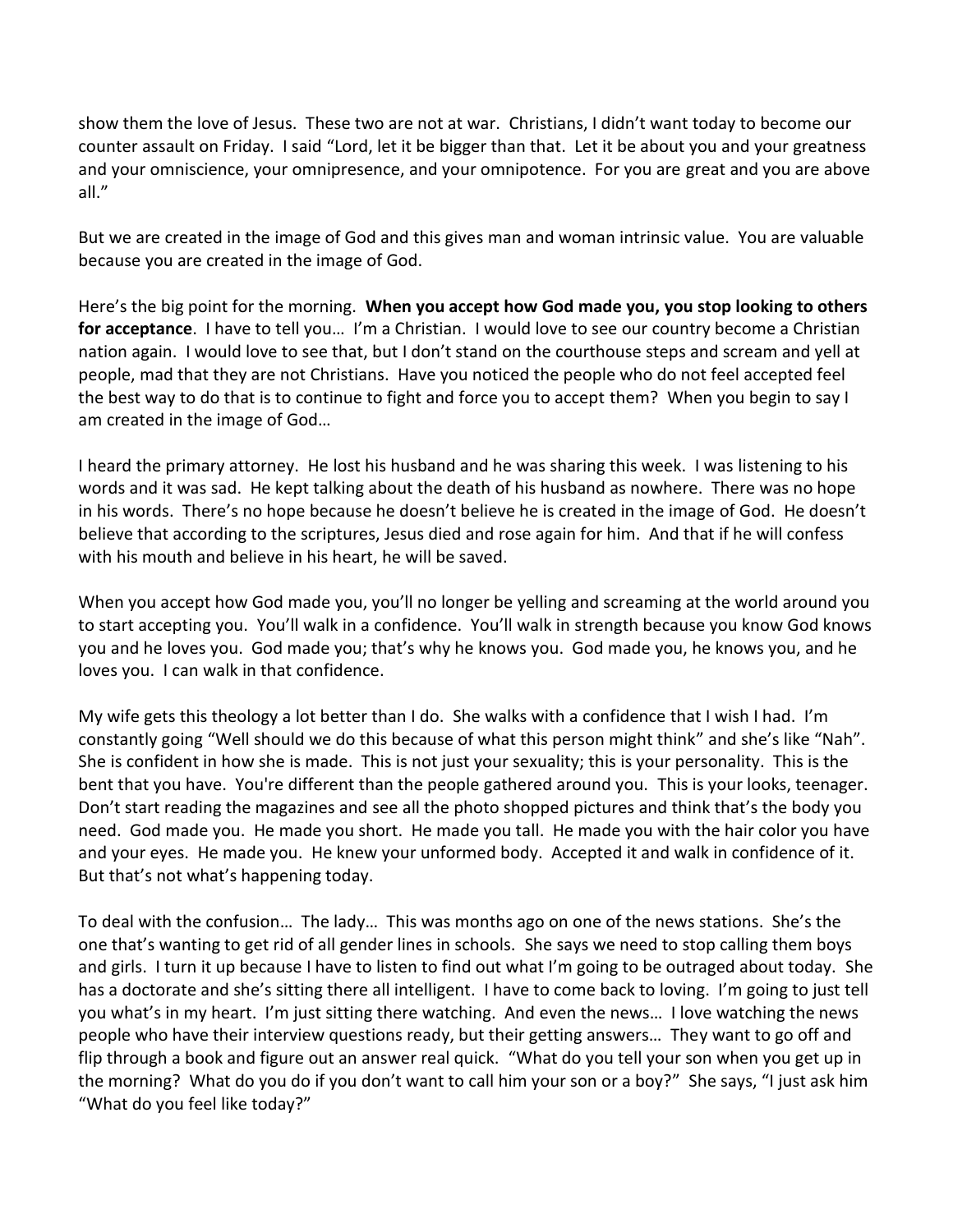show them the love of Jesus. These two are not at war. Christians, I didn't want today to become our counter assault on Friday. I said "Lord, let it be bigger than that. Let it be about you and your greatness and your omniscience, your omnipresence, and your omnipotence. For you are great and you are above all."

But we are created in the image of God and this gives man and woman intrinsic value. You are valuable because you are created in the image of God.

Here's the big point for the morning. **When you accept how God made you, you stop looking to others for acceptance**. I have to tell you… I'm a Christian. I would love to see our country become a Christian nation again. I would love to see that, but I don't stand on the courthouse steps and scream and yell at people, mad that they are not Christians. Have you noticed the people who do not feel accepted feel the best way to do that is to continue to fight and force you to accept them? When you begin to say I am created in the image of God…

I heard the primary attorney. He lost his husband and he was sharing this week. I was listening to his words and it was sad. He kept talking about the death of his husband as nowhere. There was no hope in his words. There's no hope because he doesn't believe he is created in the image of God. He doesn't believe that according to the scriptures, Jesus died and rose again for him. And that if he will confess with his mouth and believe in his heart, he will be saved.

When you accept how God made you, you'll no longer be yelling and screaming at the world around you to start accepting you. You'll walk in a confidence. You'll walk in strength because you know God knows you and he loves you. God made you; that's why he knows you. God made you, he knows you, and he loves you. I can walk in that confidence.

My wife gets this theology a lot better than I do. She walks with a confidence that I wish I had. I'm constantly going "Well should we do this because of what this person might think" and she's like "Nah". She is confident in how she is made. This is not just your sexuality; this is your personality. This is the bent that you have. You're different than the people gathered around you. This is your looks, teenager. Don't start reading the magazines and see all the photo shopped pictures and think that's the body you need. God made you. He made you short. He made you tall. He made you with the hair color you have and your eyes. He made you. He knew your unformed body. Accepted it and walk in confidence of it. But that's not what's happening today.

To deal with the confusion… The lady… This was months ago on one of the news stations. She's the one that's wanting to get rid of all gender lines in schools. She says we need to stop calling them boys and girls. I turn it up because I have to listen to find out what I'm going to be outraged about today. She has a doctorate and she's sitting there all intelligent. I have to come back to loving. I'm going to just tell you what's in my heart. I'm just sitting there watching. And even the news… I love watching the news people who have their interview questions ready, but their getting answers… They want to go off and flip through a book and figure out an answer real quick. "What do you tell your son when you get up in the morning? What do you do if you don't want to call him your son or a boy?" She says, "I just ask him "What do you feel like today?"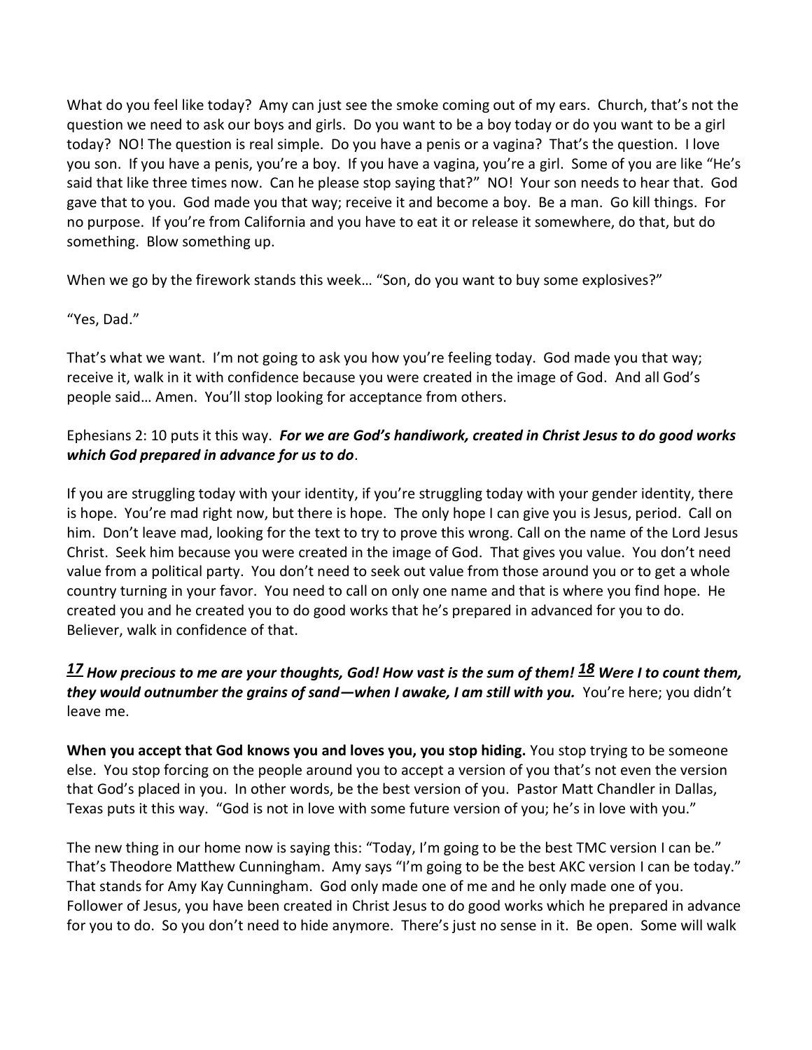What do you feel like today? Amy can just see the smoke coming out of my ears. Church, that's not the question we need to ask our boys and girls. Do you want to be a boy today or do you want to be a girl today? NO! The question is real simple. Do you have a penis or a vagina? That's the question. I love you son. If you have a penis, you're a boy. If you have a vagina, you're a girl. Some of you are like "He's said that like three times now. Can he please stop saying that?" NO! Your son needs to hear that. God gave that to you. God made you that way; receive it and become a boy. Be a man. Go kill things. For no purpose. If you're from California and you have to eat it or release it somewhere, do that, but do something. Blow something up.

When we go by the firework stands this week… "Son, do you want to buy some explosives?"

"Yes, Dad."

That's what we want. I'm not going to ask you how you're feeling today. God made you that way; receive it, walk in it with confidence because you were created in the image of God. And all God's people said… Amen. You'll stop looking for acceptance from others.

Ephesians 2: 10 puts it this way. ***For we are God's handiwork, created in Christ Jesus to do good works which God prepared in advance for us to do***.

If you are struggling today with your identity, if you're struggling today with your gender identity, there is hope. You're mad right now, but there is hope. The only hope I can give you is Jesus, period. Call on him. Don't leave mad, looking for the text to try to prove this wrong. Call on the name of the Lord Jesus Christ. Seek him because you were created in the image of God. That gives you value. You don't need value from a political party. You don't need to seek out value from those around you or to get a whole country turning in your favor. You need to call on only one name and that is where you find hope. He created you and he created you to do good works that he's prepared in advanced for you to do. Believer, walk in confidence of that.

***17 How precious to me are your thoughts, God! How vast is the sum of them! 18 Were I to count them, they would outnumber the grains of sand—when I awake, I am still with you.*** You're here; you didn't leave me.

**When you accept that God knows you and loves you, you stop hiding.** You stop trying to be someone else. You stop forcing on the people around you to accept a version of you that's not even the version that God's placed in you. In other words, be the best version of you. Pastor Matt Chandler in Dallas, Texas puts it this way. "God is not in love with some future version of you; he's in love with you."

The new thing in our home now is saying this: "Today, I'm going to be the best TMC version I can be." That's Theodore Matthew Cunningham. Amy says "I'm going to be the best AKC version I can be today." That stands for Amy Kay Cunningham. God only made one of me and he only made one of you. Follower of Jesus, you have been created in Christ Jesus to do good works which he prepared in advance for you to do. So you don't need to hide anymore. There's just no sense in it. Be open. Some will walk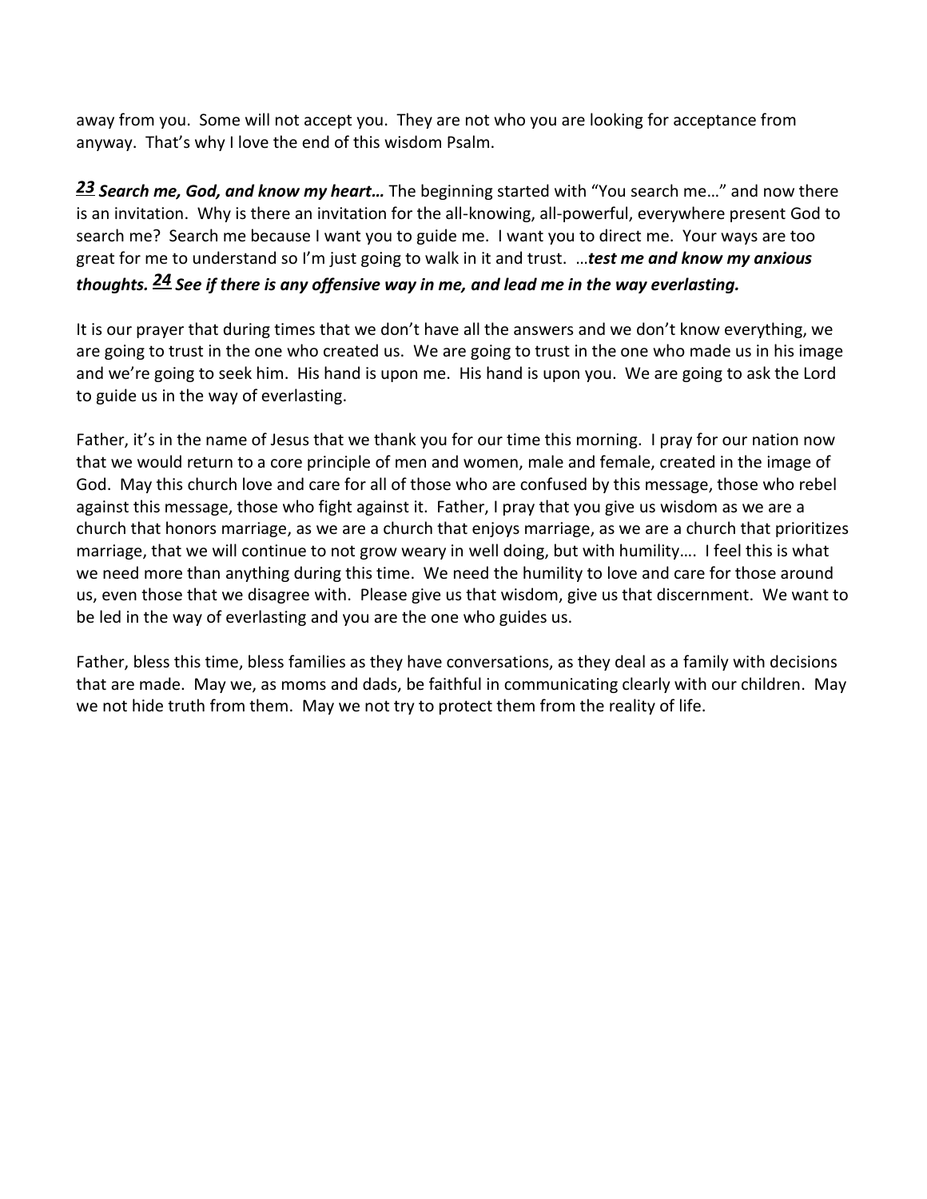away from you. Some will not accept you. They are not who you are looking for acceptance from anyway. That's why I love the end of this wisdom Psalm.

***23*** ***Search me, God, and know my heart…*** The beginning started with "You search me…" and now there is an invitation. Why is there an invitation for the all-knowing, all-powerful, everywhere present God to search me? Search me because I want you to guide me. I want you to direct me. Your ways are too great for me to understand so I'm just going to walk in it and trust. …***test me and know my anxious thoughts.*** ***24*** ***See if there is any offensive way in me, and lead me in the way everlasting.***

It is our prayer that during times that we don't have all the answers and we don't know everything, we are going to trust in the one who created us. We are going to trust in the one who made us in his image and we're going to seek him. His hand is upon me. His hand is upon you. We are going to ask the Lord to guide us in the way of everlasting.

Father, it's in the name of Jesus that we thank you for our time this morning. I pray for our nation now that we would return to a core principle of men and women, male and female, created in the image of God. May this church love and care for all of those who are confused by this message, those who rebel against this message, those who fight against it. Father, I pray that you give us wisdom as we are a church that honors marriage, as we are a church that enjoys marriage, as we are a church that prioritizes marriage, that we will continue to not grow weary in well doing, but with humility…. I feel this is what we need more than anything during this time. We need the humility to love and care for those around us, even those that we disagree with. Please give us that wisdom, give us that discernment. We want to be led in the way of everlasting and you are the one who guides us.

Father, bless this time, bless families as they have conversations, as they deal as a family with decisions that are made. May we, as moms and dads, be faithful in communicating clearly with our children. May we not hide truth from them. May we not try to protect them from the reality of life.